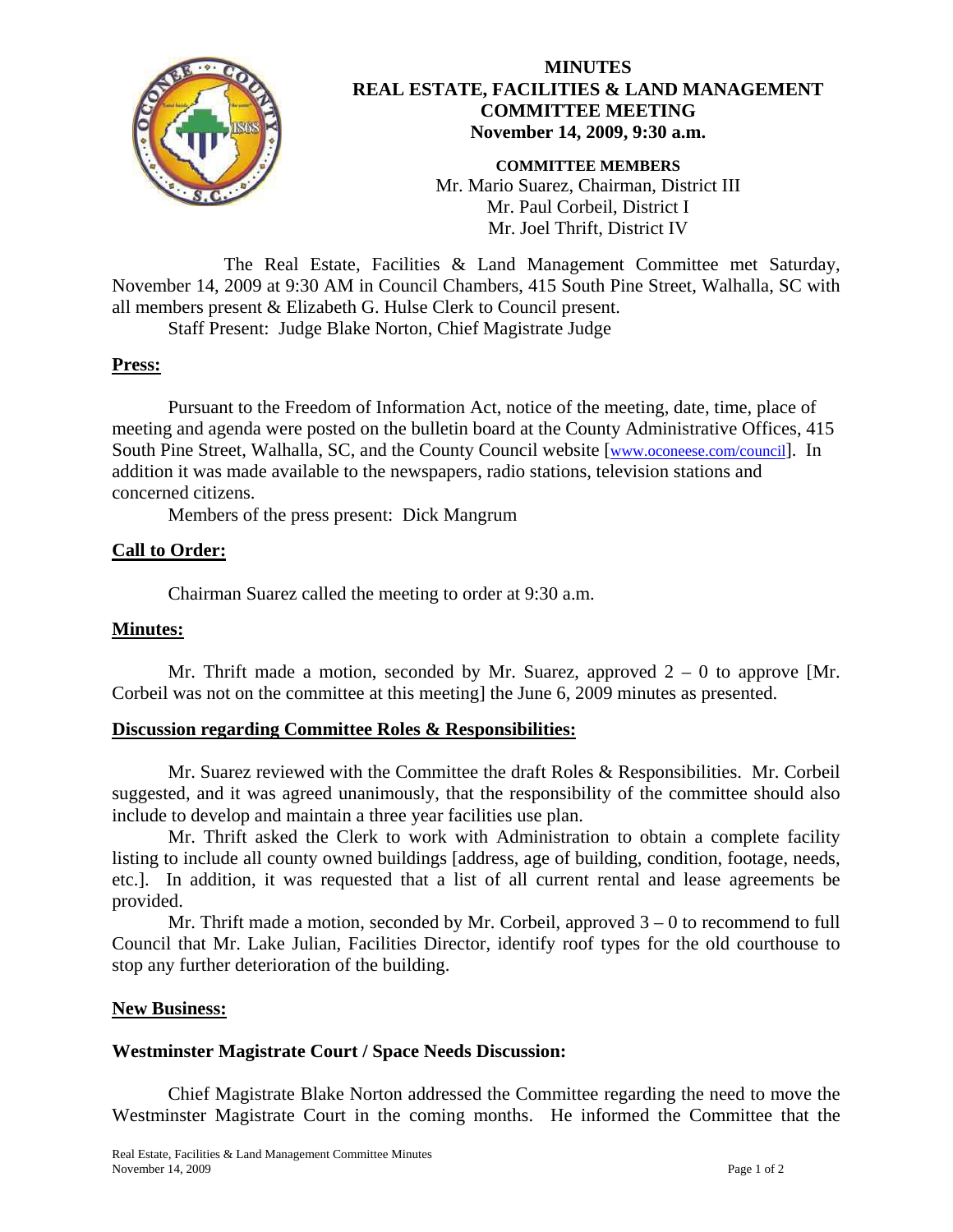# MINUTES
# REAL ESTATE, FACILITIES & LAND MANAGEMENT COMMITTEE MEETING
## November 14, 2009, 9:30 a.m.

**COMMITTEE MEMBERS**
Mr. Mario Suarez, Chairman, District III
Mr. Paul Corbeil, District I
Mr. Joel Thrift, District IV

The Real Estate, Facilities & Land Management Committee met Saturday, November 14, 2009 at 9:30 AM in Council Chambers, 415 South Pine Street, Walhalla, SC with all members present & Elizabeth G. Hulse Clerk to Council present.

Staff Present: Judge Blake Norton, Chief Magistrate Judge

## Press:

Pursuant to the Freedom of Information Act, notice of the meeting, date, time, place of meeting and agenda were posted on the bulletin board at the County Administrative Offices, 415 South Pine Street, Walhalla, SC, and the County Council website [www.oconeese.com/council]. In addition it was made available to the newspapers, radio stations, television stations and concerned citizens.

Members of the press present: Dick Mangrum

## Call to Order:

Chairman Suarez called the meeting to order at 9:30 a.m.

## Minutes:

Mr. Thrift made a motion, seconded by Mr. Suarez, approved 2 – 0 to approve [Mr. Corbeil was not on the committee at this meeting] the June 6, 2009 minutes as presented.

## Discussion regarding Committee Roles & Responsibilities:

Mr. Suarez reviewed with the Committee the draft Roles & Responsibilities. Mr. Corbeil suggested, and it was agreed unanimously, that the responsibility of the committee should also include to develop and maintain a three year facilities use plan.

Mr. Thrift asked the Clerk to work with Administration to obtain a complete facility listing to include all county owned buildings [address, age of building, condition, footage, needs, etc.]. In addition, it was requested that a list of all current rental and lease agreements be provided.

Mr. Thrift made a motion, seconded by Mr. Corbeil, approved 3 – 0 to recommend to full Council that Mr. Lake Julian, Facilities Director, identify roof types for the old courthouse to stop any further deterioration of the building.

## New Business:

### Westminster Magistrate Court / Space Needs Discussion:

Chief Magistrate Blake Norton addressed the Committee regarding the need to move the Westminster Magistrate Court in the coming months. He informed the Committee that the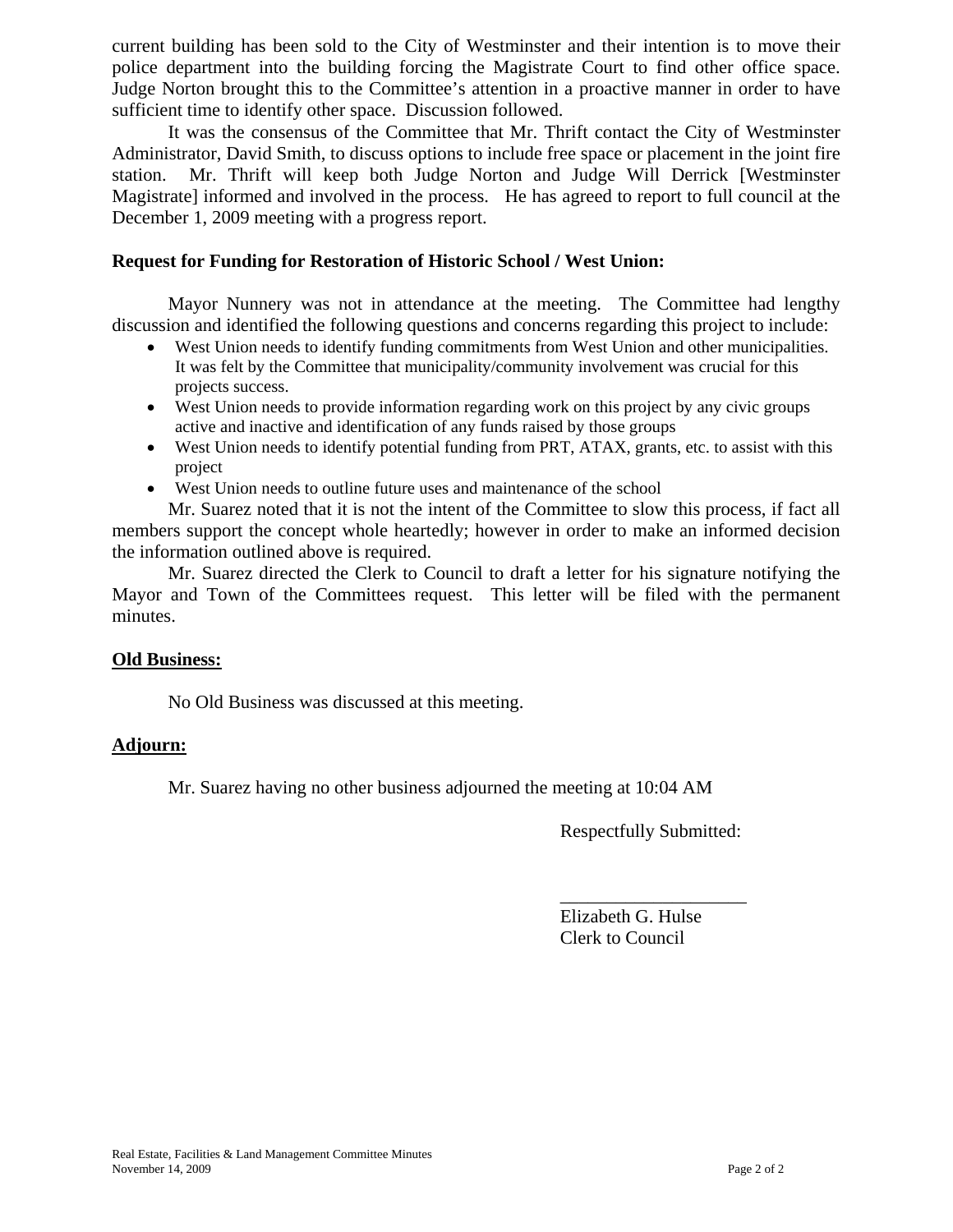current building has been sold to the City of Westminster and their intention is to move their police department into the building forcing the Magistrate Court to find other office space. Judge Norton brought this to the Committee's attention in a proactive manner in order to have sufficient time to identify other space. Discussion followed.

It was the consensus of the Committee that Mr. Thrift contact the City of Westminster Administrator, David Smith, to discuss options to include free space or placement in the joint fire station. Mr. Thrift will keep both Judge Norton and Judge Will Derrick [Westminster Magistrate] informed and involved in the process. He has agreed to report to full council at the December 1, 2009 meeting with a progress report.

**Request for Funding for Restoration of Historic School / West Union:**

Mayor Nunnery was not in attendance at the meeting. The Committee had lengthy discussion and identified the following questions and concerns regarding this project to include:

- West Union needs to identify funding commitments from West Union and other municipalities. It was felt by the Committee that municipality/community involvement was crucial for this projects success.
- West Union needs to provide information regarding work on this project by any civic groups active and inactive and identification of any funds raised by those groups
- West Union needs to identify potential funding from PRT, ATAX, grants, etc. to assist with this project
- West Union needs to outline future uses and maintenance of the school

Mr. Suarez noted that it is not the intent of the Committee to slow this process, if fact all members support the concept whole heartedly; however in order to make an informed decision the information outlined above is required.

Mr. Suarez directed the Clerk to Council to draft a letter for his signature notifying the Mayor and Town of the Committees request. This letter will be filed with the permanent minutes.

**Old Business:**

No Old Business was discussed at this meeting.

**Adjourn:**

Mr. Suarez having no other business adjourned the meeting at 10:04 AM

Respectfully Submitted:

\_\_\_\_\_\_\_\_\_\_\_\_\_\_\_\_\_\_\_\_

Elizabeth G. Hulse
Clerk to Council